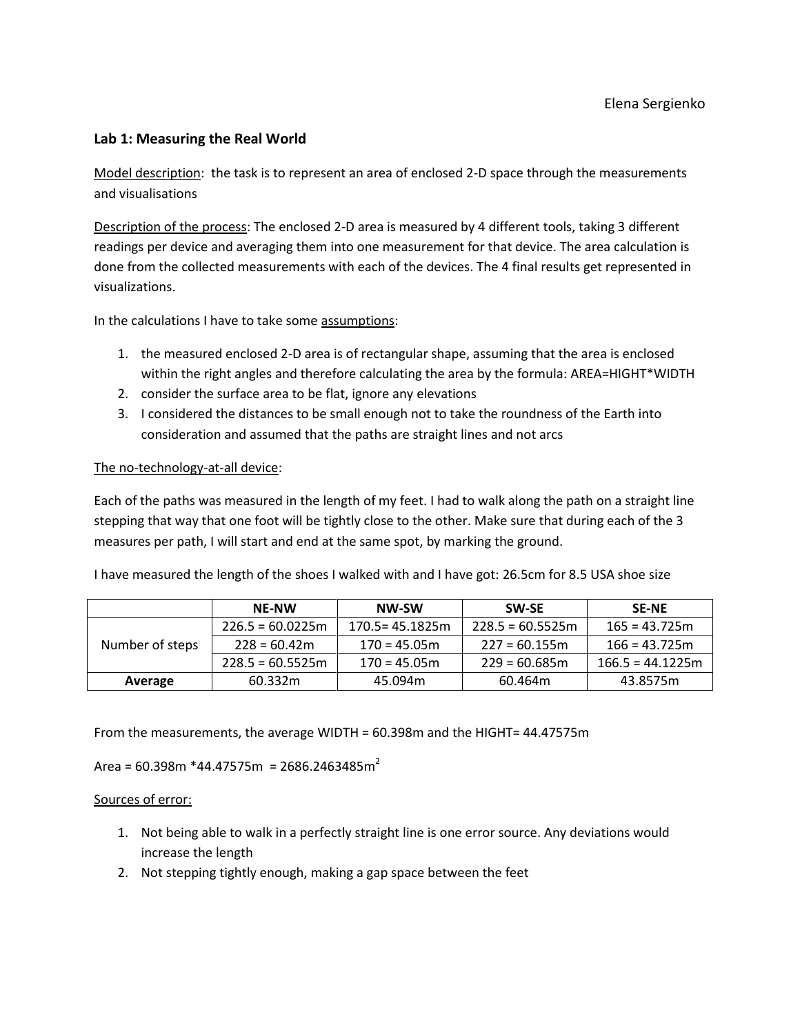Elena Sergienko

## Lab 1: Measuring the Real World

Model description: the task is to represent an area of enclosed 2-D space through the measurements and visualisations

Description of the process: The enclosed 2-D area is measured by 4 different tools, taking 3 different readings per device and averaging them into one measurement for that device. The area calculation is done from the collected measurements with each of the devices. The 4 final results get represented in visualizations.

In the calculations I have to take some assumptions:

1. the measured enclosed 2-D area is of rectangular shape, assuming that the area is enclosed within the right angles and therefore calculating the area by the formula: AREA=HIGHT*WIDTH
2. consider the surface area to be flat, ignore any elevations
3. I considered the distances to be small enough not to take the roundness of the Earth into consideration and assumed that the paths are straight lines and not arcs

The no-technology-at-all device:

Each of the paths was measured in the length of my feet. I had to walk along the path on a straight line stepping that way that one foot will be tightly close to the other. Make sure that during each of the 3 measures per path, I will start and end at the same spot, by marking the ground.

I have measured the length of the shoes I walked with and I have got: 26.5cm for 8.5 USA shoe size

| | NE-NW | NW-SW | SW-SE | SE-NE |
|---|---|---|---|---|
| Number of steps | 226.5 = 60.0225m | 170.5= 45.1825m | 228.5 = 60.5525m | 165 = 43.725m |
| | 228 = 60.42m | 170 = 45.05m | 227 = 60.155m | 166 = 43.725m |
| | 228.5 = 60.5525m | 170 = 45.05m | 229 = 60.685m | 166.5 = 44.1225m |
| **Average** | 60.332m | 45.094m | 60.464m | 43.8575m |

From the measurements, the average WIDTH = 60.398m and the HIGHT= 44.47575m

Area = 60.398m *44.47575m = 2686.2463485m$^2$

Sources of error:

1. Not being able to walk in a perfectly straight line is one error source. Any deviations would increase the length
2. Not stepping tightly enough, making a gap space between the feet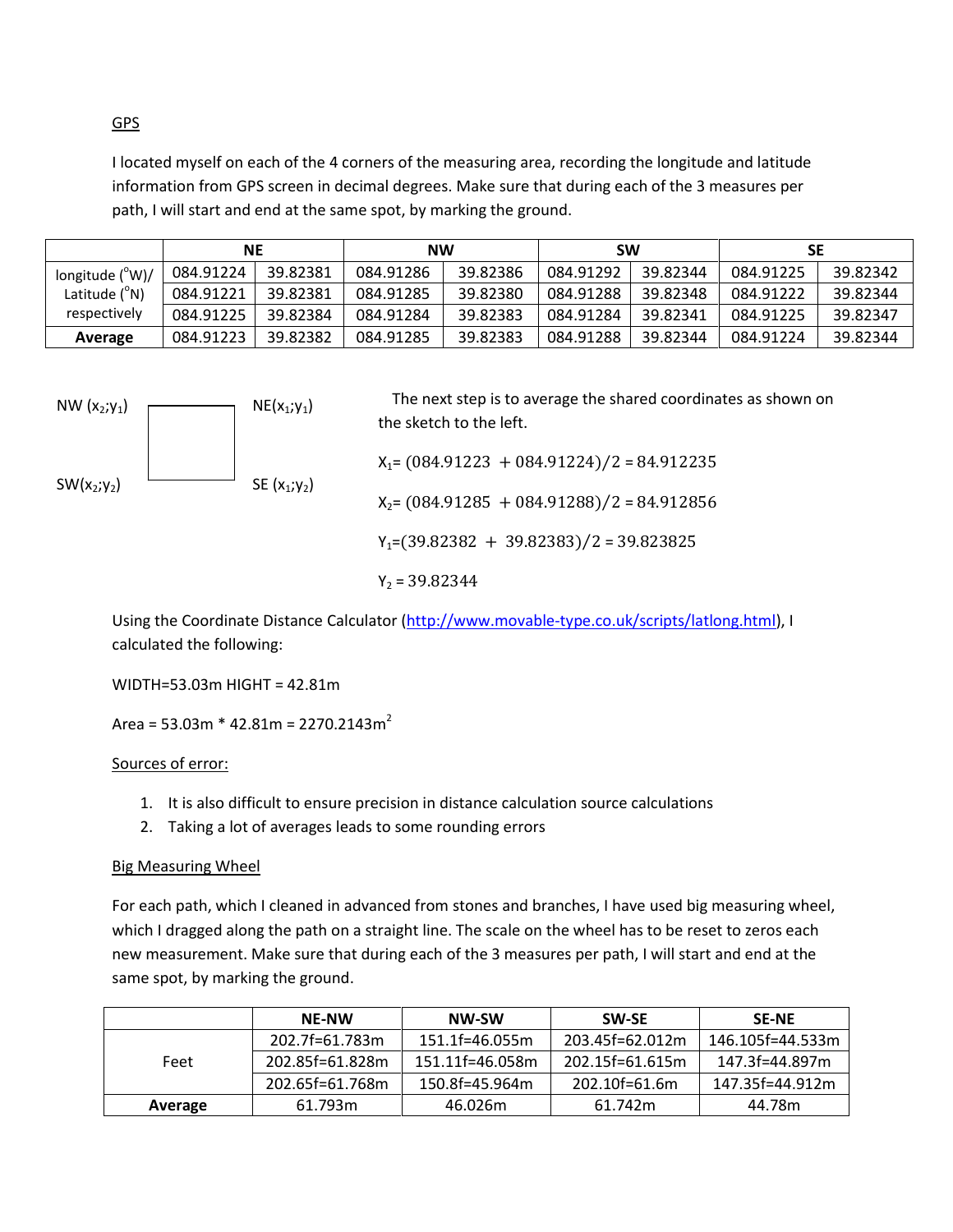GPS

I located myself on each of the 4 corners of the measuring area, recording the longitude and latitude information from GPS screen in decimal degrees. Make sure that during each of the 3 measures per path, I will start and end at the same spot, by marking the ground.

| | NE | | NW | | SW | | SE | |
|---|---|---|---|---|---|---|---|---|
| longitude (°W)/ Latitude (°N) respectively | 084.91224 | 39.82381 | 084.91286 | 39.82386 | 084.91292 | 39.82344 | 084.91225 | 39.82342 |
| | 084.91221 | 39.82381 | 084.91285 | 39.82380 | 084.91288 | 39.82348 | 084.91222 | 39.82344 |
| | 084.91225 | 39.82384 | 084.91284 | 39.82383 | 084.91284 | 39.82341 | 084.91225 | 39.82347 |
| **Average** | 084.91223 | 39.82382 | 084.91285 | 39.82383 | 084.91288 | 39.82344 | 084.91224 | 39.82344 |

NW ($x_2$;$y_1$) NE($x_1$;$y_1$)

SW($x_2$;$y_2$) SE ($x_1$;$y_2$)

The next step is to average the shared coordinates as shown on the sketch to the left.

$X_1 = (084.91223 + 084.91224)/2 = 84.912235$

$X_2 = (084.91285 + 084.91288)/2 = 84.912856$

$Y_1 = (39.82382 + 39.82383)/2 = 39.823825$

$Y_2 = 39.82344$

Using the Coordinate Distance Calculator (http://www.movable-type.co.uk/scripts/latlong.html), I calculated the following:

WIDTH=53.03m HIGHT = 42.81m

Area = 53.03m * 42.81m = 2270.2143m$^2$

Sources of error:

1. It is also difficult to ensure precision in distance calculation source calculations
2. Taking a lot of averages leads to some rounding errors

Big Measuring Wheel

For each path, which I cleaned in advanced from stones and branches, I have used big measuring wheel, which I dragged along the path on a straight line. The scale on the wheel has to be reset to zeros each new measurement. Make sure that during each of the 3 measures per path, I will start and end at the same spot, by marking the ground.

| | NE-NW | NW-SW | SW-SE | SE-NE |
|---|---|---|---|---|
| Feet | 202.7f=61.783m | 151.1f=46.055m | 203.45f=62.012m | 146.105f=44.533m |
| | 202.85f=61.828m | 151.11f=46.058m | 202.15f=61.615m | 147.3f=44.897m |
| | 202.65f=61.768m | 150.8f=45.964m | 202.10f=61.6m | 147.35f=44.912m |
| **Average** | 61.793m | 46.026m | 61.742m | 44.78m |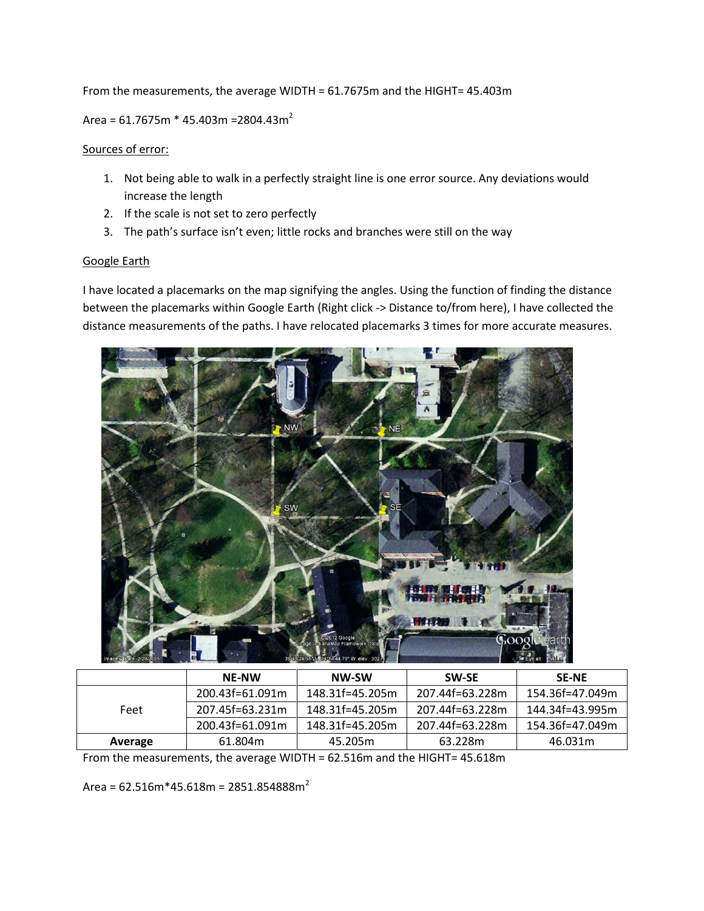From the measurements, the average WIDTH = 61.7675m and the HIGHT= 45.403m

Area = 61.7675m * 45.403m =2804.43m$^2$

<u>Sources of error:</u>

1. Not being able to walk in a perfectly straight line is one error source. Any deviations would increase the length
2. If the scale is not set to zero perfectly
3. The path's surface isn't even; little rocks and branches were still on the way

<u>Google Earth</u>

I have located a placemarks on the map signifying the angles. Using the function of finding the distance between the placemarks within Google Earth (Right click -> Distance to/from here), I have collected the distance measurements of the paths. I have relocated placemarks 3 times for more accurate measures.

| | NE-NW | NW-SW | SW-SE | SE-NE |
|---|---|---|---|---|
| Feet | 200.43f=61.091m | 148.31f=45.205m | 207.44f=63.228m | 154.36f=47.049m |
| | 207.45f=63.231m | 148.31f=45.205m | 207.44f=63.228m | 144.34f=43.995m |
| | 200.43f=61.091m | 148.31f=45.205m | 207.44f=63.228m | 154.36f=47.049m |
| **Average** | 61.804m | 45.205m | 63.228m | 46.031m |

From the measurements, the average WIDTH = 62.516m and the HIGHT= 45.618m

Area = 62.516m*45.618m = 2851.854888m$^2$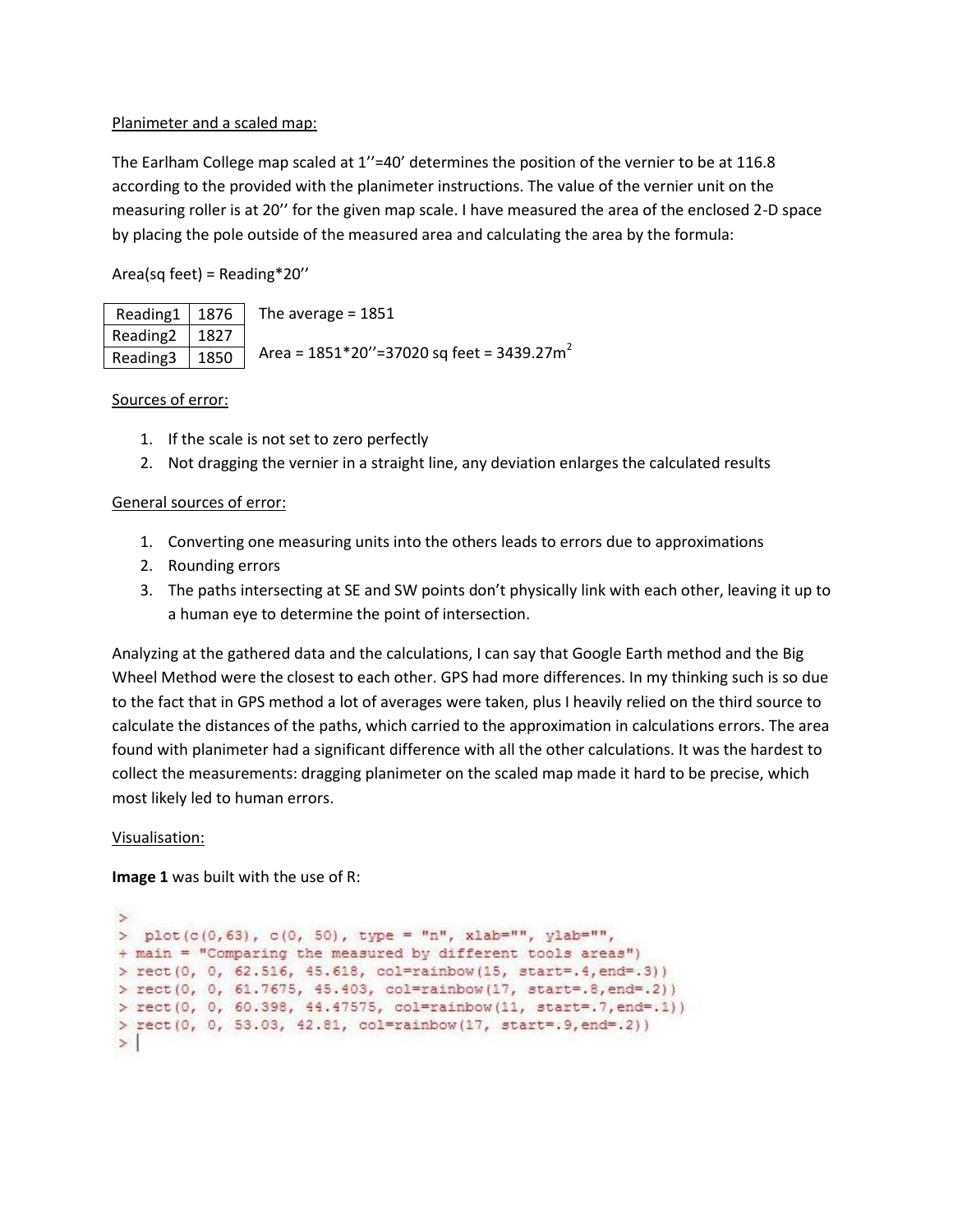Planimeter and a scaled map:

The Earlham College map scaled at 1''=40' determines the position of the vernier to be at 116.8 according to the provided with the planimeter instructions. The value of the vernier unit on the measuring roller is at 20'' for the given map scale. I have measured the area of the enclosed 2-D space by placing the pole outside of the measured area and calculating the area by the formula:

Area(sq feet) = Reading*20''

| Reading1 | 1876 |
|---|---|
| Reading2 | 1827 |
| Reading3 | 1850 |

The average = 1851

Area = 1851*20''=37020 sq feet = 3439.27m$^2$

Sources of error:

1. If the scale is not set to zero perfectly
2. Not dragging the vernier in a straight line, any deviation enlarges the calculated results

General sources of error:

1. Converting one measuring units into the others leads to errors due to approximations
2. Rounding errors
3. The paths intersecting at SE and SW points don't physically link with each other, leaving it up to a human eye to determine the point of intersection.

Analyzing at the gathered data and the calculations, I can say that Google Earth method and the Big Wheel Method were the closest to each other. GPS had more differences. In my thinking such is so due to the fact that in GPS method a lot of averages were taken, plus I heavily relied on the third source to calculate the distances of the paths, which carried to the approximation in calculations errors. The area found with planimeter had a significant difference with all the other calculations. It was the hardest to collect the measurements: dragging planimeter on the scaled map made it hard to be precise, which most likely led to human errors.

Visualisation:

**Image 1** was built with the use of R:

```
>
>  plot(c(0,63), c(0, 50), type = "n", xlab="", ylab="",
+ main = "Comparing the measured by different tools areas")
> rect(0, 0, 62.516, 45.618, col=rainbow(15, start=.4,end=.3))
> rect(0, 0, 61.7675, 45.403, col=rainbow(17, start=.8,end=.2))
> rect(0, 0, 60.398, 44.47575, col=rainbow(11, start=.7,end=.1))
> rect(0, 0, 53.03, 42.81, col=rainbow(17, start=.9,end=.2))
> |
```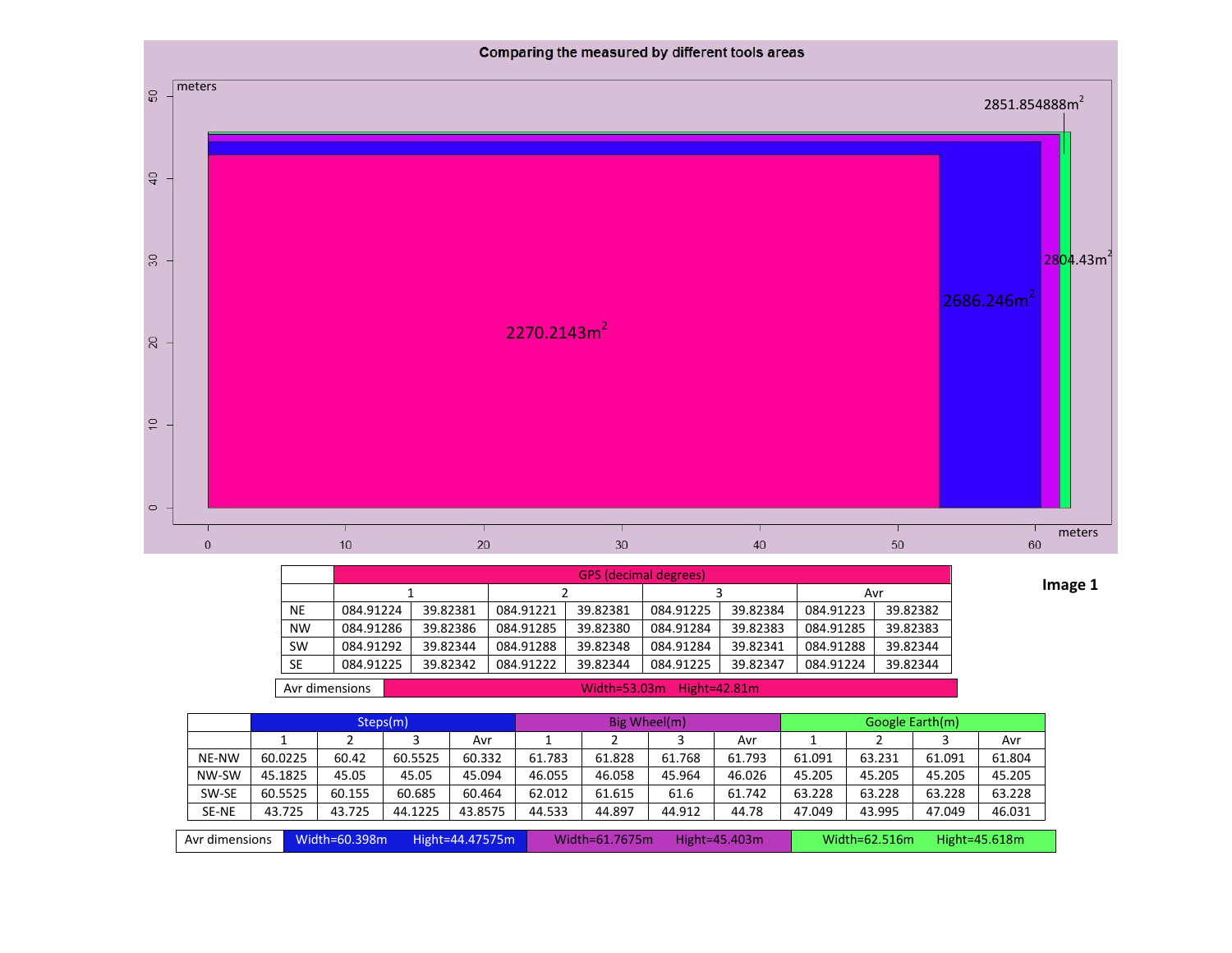**Comparing the measured by different tools areas**

2270.2143m²  
2686.246m²  
2804.43m²  
2851.854888m²

**Image 1**

| | GPS (decimal degrees) | | | | | | | |
|---|---|---|---|---|---|---|---|---|
| | 1 | | 2 | | 3 | | Avr | |
| NE | 084.91224 | 39.82381 | 084.91221 | 39.82381 | 084.91225 | 39.82384 | 084.91223 | 39.82382 |
| NW | 084.91286 | 39.82386 | 084.91285 | 39.82380 | 084.91284 | 39.82383 | 084.91285 | 39.82383 |
| SW | 084.91292 | 39.82344 | 084.91288 | 39.82348 | 084.91284 | 39.82341 | 084.91288 | 39.82344 |
| SE | 084.91225 | 39.82342 | 084.91222 | 39.82344 | 084.91225 | 39.82347 | 084.91224 | 39.82344 |
| Avr dimensions | Width=53.03m Hight=42.81m | | | | | | | |

| | Steps(m) | | | | Big Wheel(m) | | | | Google Earth(m) | | | |
|---|---|---|---|---|---|---|---|---|---|---|---|---|
| | 1 | 2 | 3 | Avr | 1 | 2 | 3 | Avr | 1 | 2 | 3 | Avr |
| NE-NW | 60.0225 | 60.42 | 60.5525 | 60.332 | 61.783 | 61.828 | 61.768 | 61.793 | 61.091 | 63.231 | 61.091 | 61.804 |
| NW-SW | 45.1825 | 45.05 | 45.05 | 45.094 | 46.055 | 46.058 | 45.964 | 46.026 | 45.205 | 45.205 | 45.205 | 45.205 |
| SW-SE | 60.5525 | 60.155 | 60.685 | 60.464 | 62.012 | 61.615 | 61.6 | 61.742 | 63.228 | 63.228 | 63.228 | 63.228 |
| SE-NE | 43.725 | 43.725 | 44.1225 | 43.8575 | 44.533 | 44.897 | 44.912 | 44.78 | 47.049 | 43.995 | 47.049 | 46.031 |
| Avr dimensions | Width=60.398m Hight=44.47575m | | | | Width=61.7675m Hight=45.403m | | | | Width=62.516m Hight=45.618m | | | |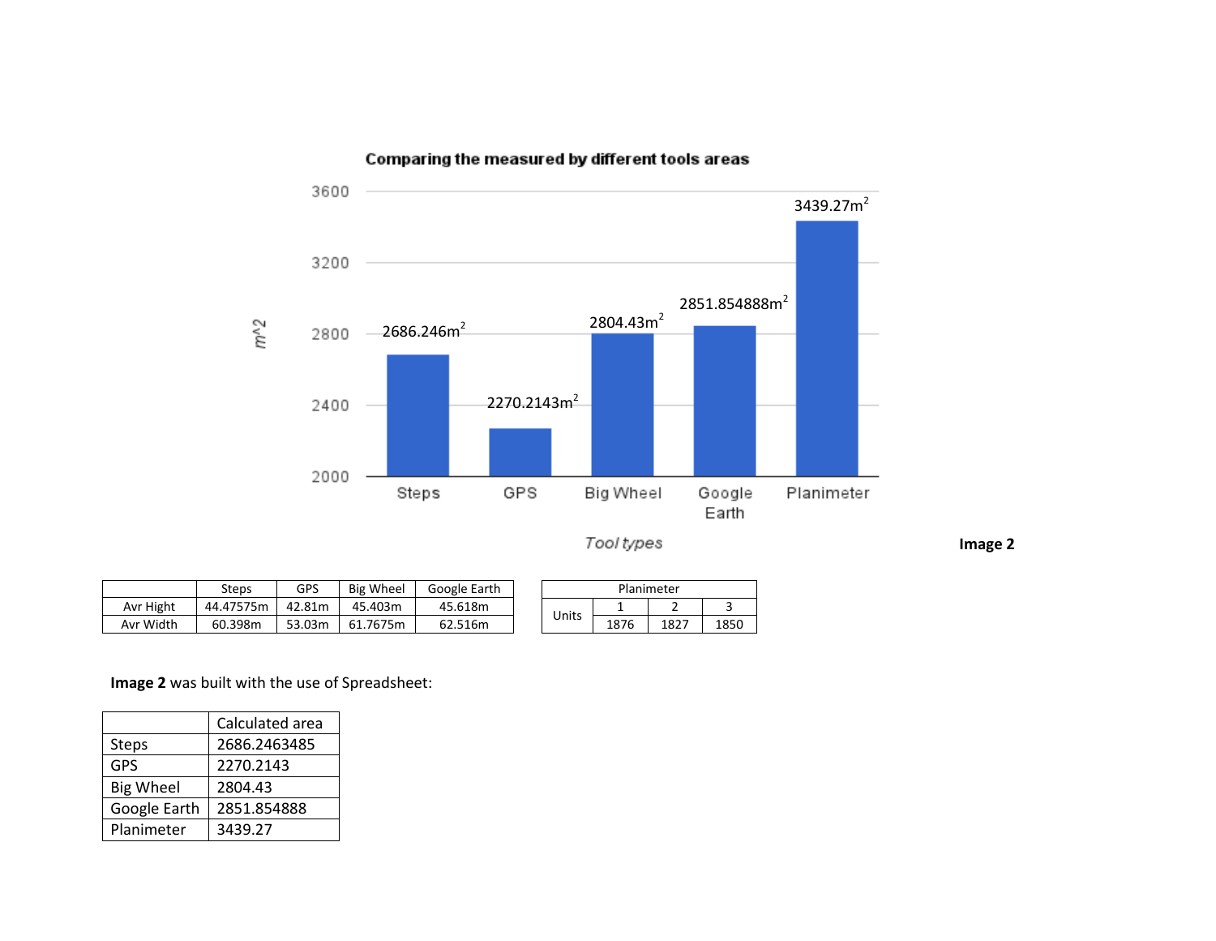Comparing the measured by different tools areas

m^2

3600
3200
2800
2400
2000

2686.246m$^2$
2270.2143m$^2$
2804.43m$^2$
2851.854888m$^2$
3439.27m$^2$

Steps
GPS
Big Wheel
Google Earth
Planimeter

Tool types

**Image 2**

| | Steps | GPS | Big Wheel | Google Earth |
|---|---|---|---|---|
| Avr Hight | 44.47575m | 42.81m | 45.403m | 45.618m |
| Avr Width | 60.398m | 53.03m | 61.7675m | 62.516m |

| Planimeter | | | |
|---|---|---|---|
| Units | 1 | 2 | 3 |
| | 1876 | 1827 | 1850 |

**Image 2** was built with the use of Spreadsheet:

| | Calculated area |
|---|---|
| Steps | 2686.2463485 |
| GPS | 2270.2143 |
| Big Wheel | 2804.43 |
| Google Earth | 2851.854888 |
| Planimeter | 3439.27 |